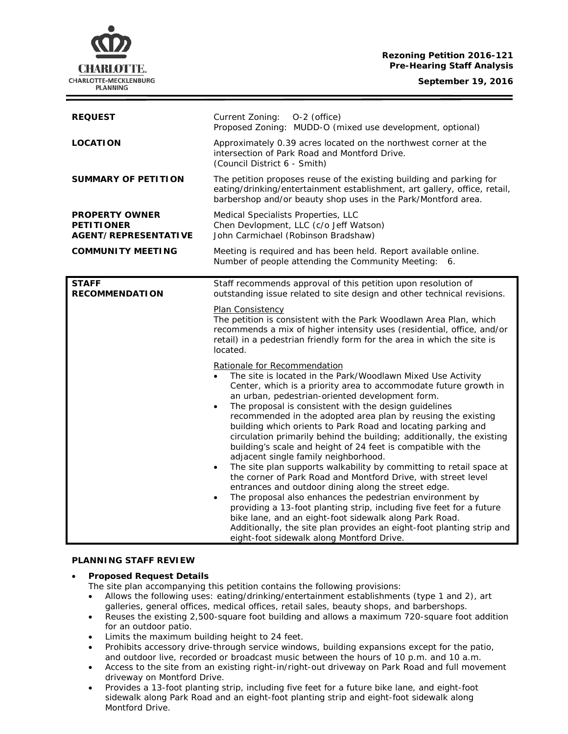**Rezoning Petition 2016-121**
**Pre-Hearing Staff Analysis**

**September 19, 2016**

| | |
|---|---|
| **REQUEST** | Current Zoning: O-2 (office)<br>Proposed Zoning: MUDD-O (mixed use development, optional) |
| **LOCATION** | Approximately 0.39 acres located on the northwest corner at the intersection of Park Road and Montford Drive.<br>(Council District 6 - Smith) |
| **SUMMARY OF PETITION** | The petition proposes reuse of the existing building and parking for eating/drinking/entertainment establishment, art gallery, office, retail, barbershop and/or beauty shop uses in the Park/Montford area. |
| **PROPERTY OWNER**<br>**PETITIONER**<br>**AGENT/REPRESENTATIVE** | Medical Specialists Properties, LLC<br>Chen Devlopment, LLC (c/o Jeff Watson)<br>John Carmichael (Robinson Bradshaw) |
| **COMMUNITY MEETING** | Meeting is required and has been held. Report available online.<br>Number of people attending the Community Meeting: 6. |

**STAFF RECOMMENDATION**

Staff recommends approval of this petition upon resolution of outstanding issue related to site design and other technical revisions.

Plan Consistency

The petition is consistent with the Park Woodlawn Area Plan, which recommends a mix of higher intensity uses (residential, office, and/or retail) in a pedestrian friendly form for the area in which the site is located.

Rationale for Recommendation

- The site is located in the Park/Woodlawn Mixed Use Activity Center, which is a priority area to accommodate future growth in an urban, pedestrian-oriented development form.
- The proposal is consistent with the design guidelines recommended in the adopted area plan by reusing the existing building which orients to Park Road and locating parking and circulation primarily behind the building; additionally, the existing building's scale and height of 24 feet is compatible with the adjacent single family neighborhood.
- The site plan supports walkability by committing to retail space at the corner of Park Road and Montford Drive, with street level entrances and outdoor dining along the street edge.
- The proposal also enhances the pedestrian environment by providing a 13-foot planting strip, including five feet for a future bike lane, and an eight-foot sidewalk along Park Road. Additionally, the site plan provides an eight-foot planting strip and eight-foot sidewalk along Montford Drive.

**PLANNING STAFF REVIEW**

- **Proposed Request Details**

  The site plan accompanying this petition contains the following provisions:
  - Allows the following uses: eating/drinking/entertainment establishments (type 1 and 2), art galleries, general offices, medical offices, retail sales, beauty shops, and barbershops.
  - Reuses the existing 2,500-square foot building and allows a maximum 720-square foot addition for an outdoor patio.
  - Limits the maximum building height to 24 feet.
  - Prohibits accessory drive-through service windows, building expansions except for the patio, and outdoor live, recorded or broadcast music between the hours of 10 p.m. and 10 a.m.
  - Access to the site from an existing right-in/right-out driveway on Park Road and full movement driveway on Montford Drive.
  - Provides a 13-foot planting strip, including five feet for a future bike lane, and eight-foot sidewalk along Park Road and an eight-foot planting strip and eight-foot sidewalk along Montford Drive.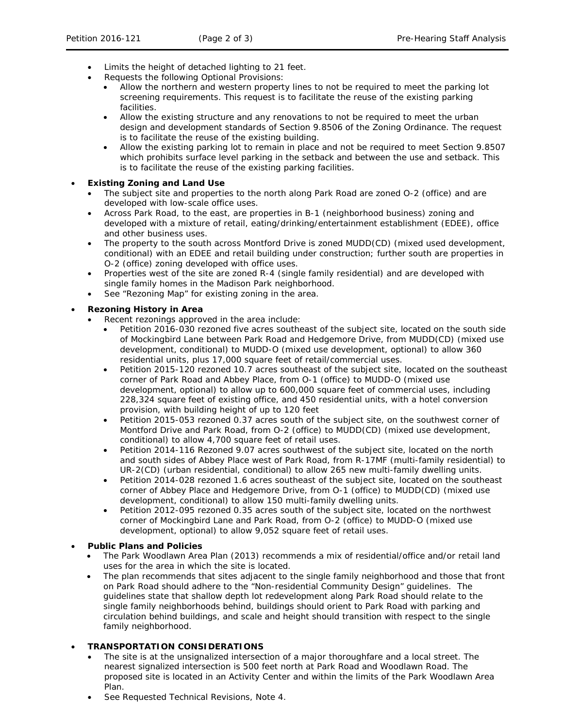- Limits the height of detached lighting to 21 feet.
- Requests the following Optional Provisions:
  - Allow the northern and western property lines to not be required to meet the parking lot screening requirements. This request is to facilitate the reuse of the existing parking facilities.
  - Allow the existing structure and any renovations to not be required to meet the urban design and development standards of Section 9.8506 of the Zoning Ordinance. The request is to facilitate the reuse of the existing building.
  - Allow the existing parking lot to remain in place and not be required to meet Section 9.8507 which prohibits surface level parking in the setback and between the use and setback. This is to facilitate the reuse of the existing parking facilities.

- **Existing Zoning and Land Use**
  - The subject site and properties to the north along Park Road are zoned O-2 (office) and are developed with low-scale office uses.
  - Across Park Road, to the east, are properties in B-1 (neighborhood business) zoning and developed with a mixture of retail, eating/drinking/entertainment establishment (EDEE), office and other business uses.
  - The property to the south across Montford Drive is zoned MUDD(CD) (mixed used development, conditional) with an EDEE and retail building under construction; further south are properties in O-2 (office) zoning developed with office uses.
  - Properties west of the site are zoned R-4 (single family residential) and are developed with single family homes in the Madison Park neighborhood.
  - See "Rezoning Map" for existing zoning in the area.

- **Rezoning History in Area**
  - Recent rezonings approved in the area include:
    - Petition 2016-030 rezoned five acres southeast of the subject site, located on the south side of Mockingbird Lane between Park Road and Hedgemore Drive, from MUDD(CD) (mixed use development, conditional) to MUDD-O (mixed use development, optional) to allow 360 residential units, plus 17,000 square feet of retail/commercial uses.
    - Petition 2015-120 rezoned 10.7 acres southeast of the subject site, located on the southeast corner of Park Road and Abbey Place, from O-1 (office) to MUDD-O (mixed use development, optional) to allow up to 600,000 square feet of commercial uses, including 228,324 square feet of existing office, and 450 residential units, with a hotel conversion provision, with building height of up to 120 feet
    - Petition 2015-053 rezoned 0.37 acres south of the subject site, on the southwest corner of Montford Drive and Park Road, from O-2 (office) to MUDD(CD) (mixed use development, conditional) to allow 4,700 square feet of retail uses.
    - Petition 2014-116 Rezoned 9.07 acres southwest of the subject site, located on the north and south sides of Abbey Place west of Park Road, from R-17MF (multi-family residential) to UR-2(CD) (urban residential, conditional) to allow 265 new multi-family dwelling units.
    - Petition 2014-028 rezoned 1.6 acres southeast of the subject site, located on the southeast corner of Abbey Place and Hedgemore Drive, from O-1 (office) to MUDD(CD) (mixed use development, conditional) to allow 150 multi-family dwelling units.
    - Petition 2012-095 rezoned 0.35 acres south of the subject site, located on the northwest corner of Mockingbird Lane and Park Road, from O-2 (office) to MUDD-O (mixed use development, optional) to allow 9,052 square feet of retail uses.

- **Public Plans and Policies**
  - The Park Woodlawn Area Plan (2013) recommends a mix of residential/office and/or retail land uses for the area in which the site is located.
  - The plan recommends that sites adjacent to the single family neighborhood and those that front on Park Road should adhere to the "Non-residential Community Design" guidelines. The guidelines state that shallow depth lot redevelopment along Park Road should relate to the single family neighborhoods behind, buildings should orient to Park Road with parking and circulation behind buildings, and scale and height should transition with respect to the single family neighborhood.

- **TRANSPORTATION CONSIDERATIONS**
  - The site is at the unsignalized intersection of a major thoroughfare and a local street. The nearest signalized intersection is 500 feet north at Park Road and Woodlawn Road. The proposed site is located in an Activity Center and within the limits of the Park Woodlawn Area Plan.
  - See Requested Technical Revisions, Note 4.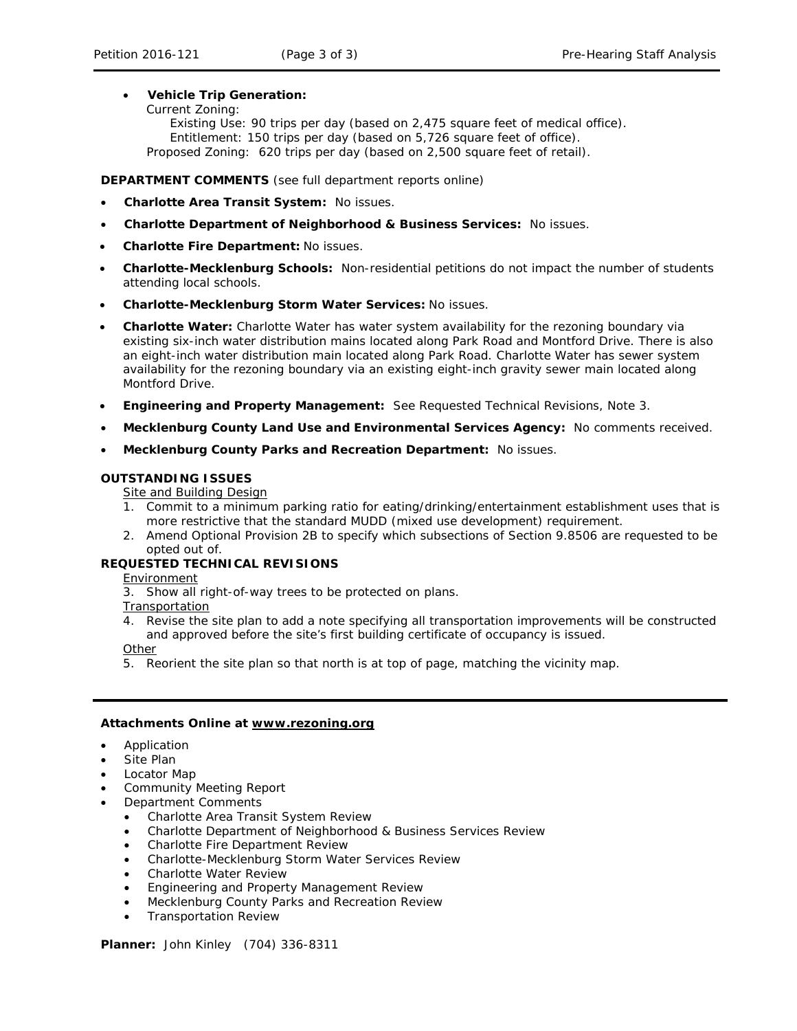- **Vehicle Trip Generation:**
  Current Zoning:
    Existing Use: 90 trips per day (based on 2,475 square feet of medical office).
    Entitlement: 150 trips per day (based on 5,726 square feet of office).
  Proposed Zoning: 620 trips per day (based on 2,500 square feet of retail).

**DEPARTMENT COMMENTS** (see full department reports online)

- **Charlotte Area Transit System:** No issues.
- **Charlotte Department of Neighborhood & Business Services:** No issues.
- **Charlotte Fire Department:** No issues.
- **Charlotte-Mecklenburg Schools:** Non-residential petitions do not impact the number of students attending local schools.
- **Charlotte-Mecklenburg Storm Water Services:** No issues.
- **Charlotte Water:** Charlotte Water has water system availability for the rezoning boundary via existing six-inch water distribution mains located along Park Road and Montford Drive. There is also an eight-inch water distribution main located along Park Road. Charlotte Water has sewer system availability for the rezoning boundary via an existing eight-inch gravity sewer main located along Montford Drive.
- **Engineering and Property Management:** See Requested Technical Revisions, Note 3.
- **Mecklenburg County Land Use and Environmental Services Agency:** No comments received.
- **Mecklenburg County Parks and Recreation Department:** No issues.

**OUTSTANDING ISSUES**

Site and Building Design

1. Commit to a minimum parking ratio for eating/drinking/entertainment establishment uses that is more restrictive that the standard MUDD (mixed use development) requirement.
2. Amend Optional Provision 2B to specify which subsections of Section 9.8506 are requested to be opted out of.

**REQUESTED TECHNICAL REVISIONS**

Environment

3. Show all right-of-way trees to be protected on plans.

Transportation

4. Revise the site plan to add a note specifying all transportation improvements will be constructed and approved before the site's first building certificate of occupancy is issued.

Other

5. Reorient the site plan so that north is at top of page, matching the vicinity map.

---

**Attachments Online at www.rezoning.org**

- Application
- Site Plan
- Locator Map
- Community Meeting Report
- Department Comments
  - Charlotte Area Transit System Review
  - Charlotte Department of Neighborhood & Business Services Review
  - Charlotte Fire Department Review
  - Charlotte-Mecklenburg Storm Water Services Review
  - Charlotte Water Review
  - Engineering and Property Management Review
  - Mecklenburg County Parks and Recreation Review
  - Transportation Review

**Planner:** John Kinley (704) 336-8311